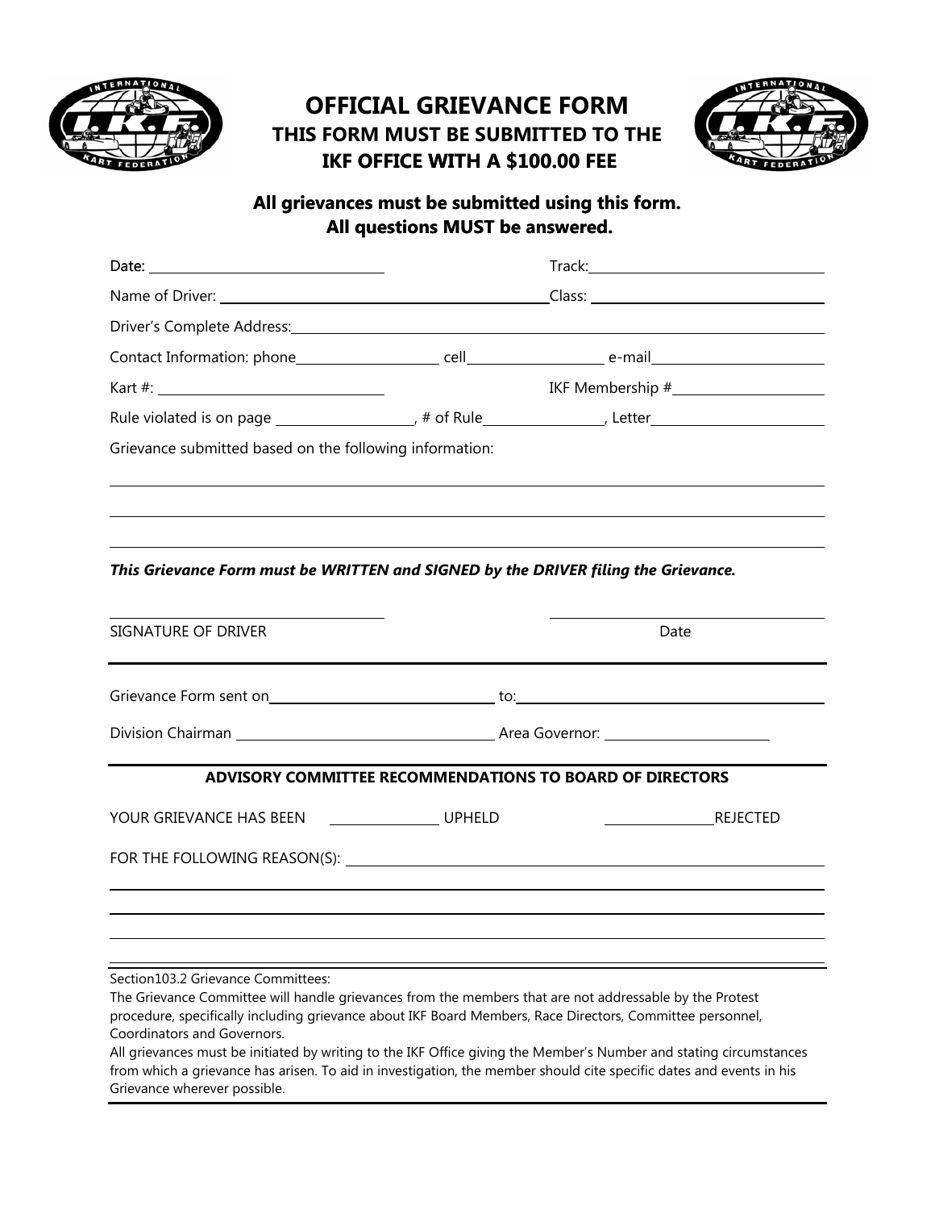# OFFICIAL GRIEVANCE FORM

## THIS FORM MUST BE SUBMITTED TO THE IKF OFFICE WITH A $100.00 FEE

**All grievances must be submitted using this form.**
**All questions MUST be answered.**

Date: ______________________ Track: ______________________

Name of Driver: ______________________ Class: ______________________

Driver's Complete Address: ______________________

Contact Information: phone ____________ cell ____________ e-mail ____________

Kart #: ______________________ IKF Membership # ______________________

Rule violated is on page ____________, # of Rule ____________, Letter ____________

Grievance submitted based on the following information:

______________________________________________

______________________________________________

______________________________________________

***This Grievance Form must be WRITTEN and SIGNED by the DRIVER filing the Grievance.***

______________________ ______________________

SIGNATURE OF DRIVER Date

---

Grievance Form sent on ______________________ to: ______________________

Division Chairman ______________________ Area Governor: ______________________

---

**ADVISORY COMMITTEE RECOMMENDATIONS TO BOARD OF DIRECTORS**

YOUR GRIEVANCE HAS BEEN ____________ UPHELD ____________ REJECTED

FOR THE FOLLOWING REASON(S): ______________________

______________________________________________

______________________________________________

______________________________________________

---

Section103.2 Grievance Committees:
The Grievance Committee will handle grievances from the members that are not addressable by the Protest procedure, specifically including grievance about IKF Board Members, Race Directors, Committee personnel, Coordinators and Governors.
All grievances must be initiated by writing to the IKF Office giving the Member's Number and stating circumstances from which a grievance has arisen. To aid in investigation, the member should cite specific dates and events in his Grievance wherever possible.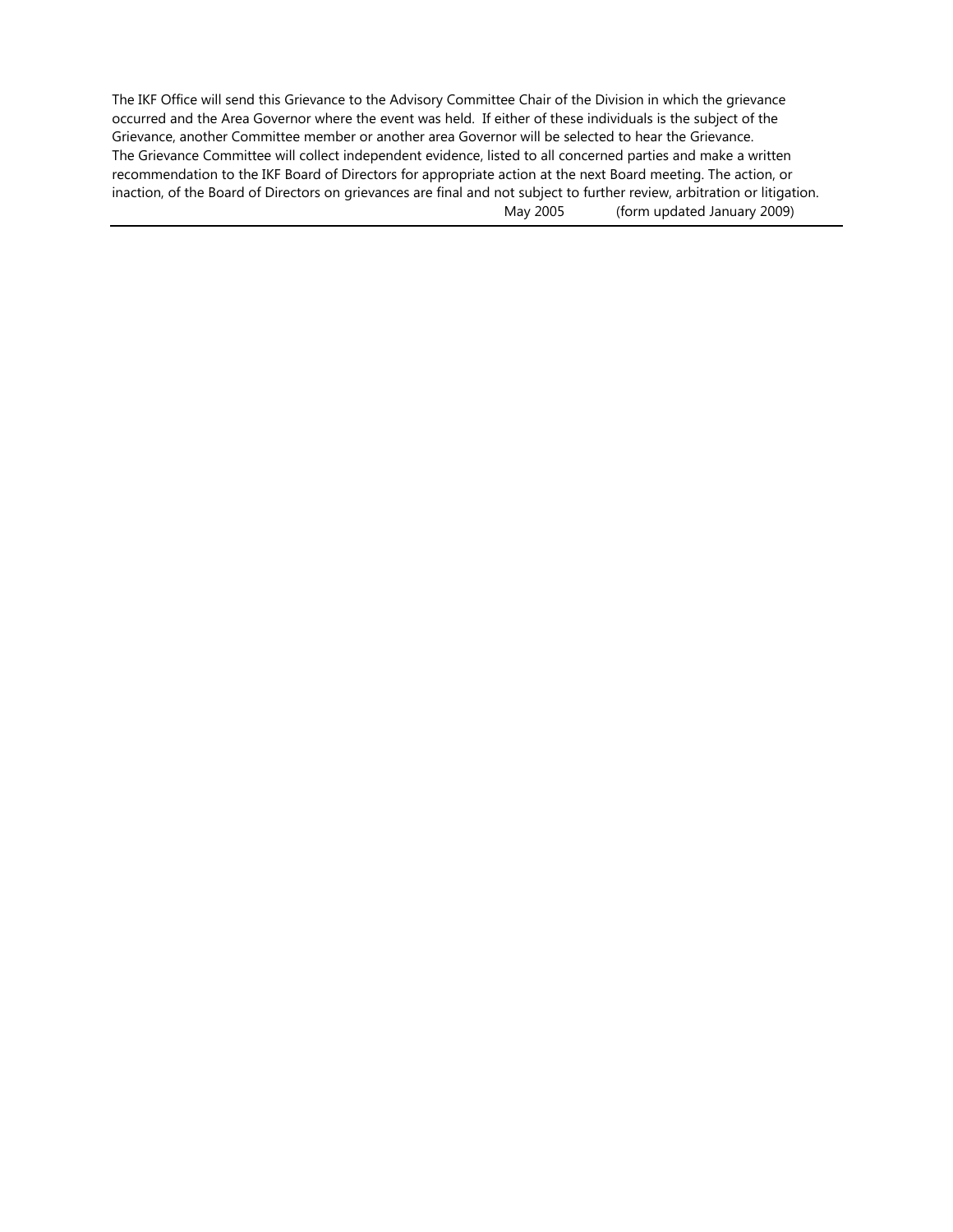The IKF Office will send this Grievance to the Advisory Committee Chair of the Division in which the grievance occurred and the Area Governor where the event was held. If either of these individuals is the subject of the Grievance, another Committee member or another area Governor will be selected to hear the Grievance.
The Grievance Committee will collect independent evidence, listed to all concerned parties and make a written recommendation to the IKF Board of Directors for appropriate action at the next Board meeting. The action, or inaction, of the Board of Directors on grievances are final and not subject to further review, arbitration or litigation.

May 2005 (form updated January 2009)